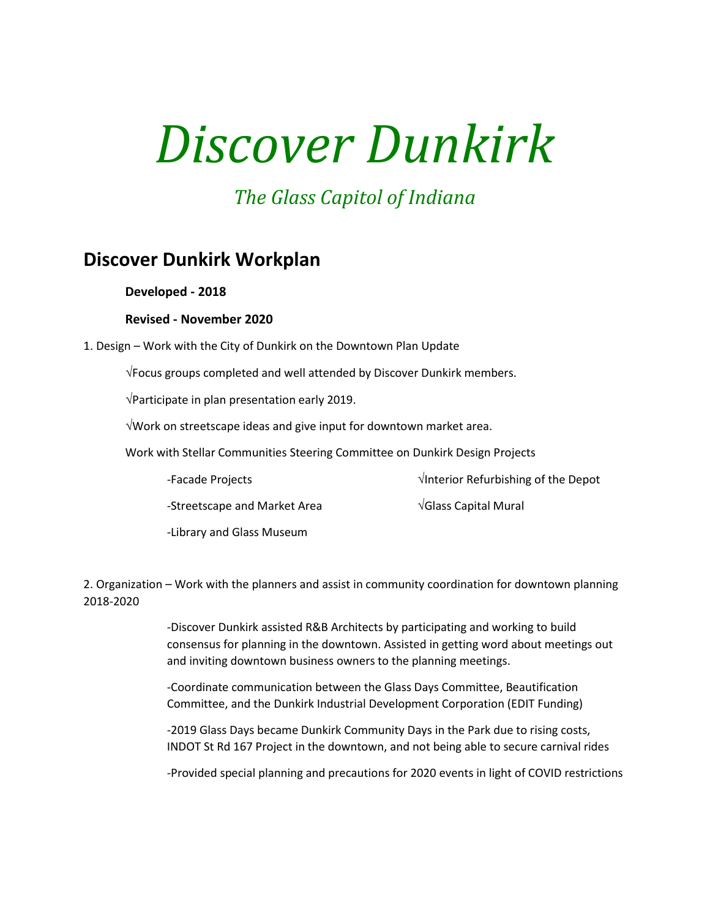# *Discover Dunkirk*

## *The Glass Capitol of Indiana*

## Discover Dunkirk Workplan

**Developed - 2018**

**Revised - November 2020**

1. Design – Work with the City of Dunkirk on the Downtown Plan Update

√Focus groups completed and well attended by Discover Dunkirk members.

√Participate in plan presentation early 2019.

√Work on streetscape ideas and give input for downtown market area.

Work with Stellar Communities Steering Committee on Dunkirk Design Projects

-Facade Projects

-Streetscape and Market Area

-Library and Glass Museum

√Interior Refurbishing of the Depot

√Glass Capital Mural

2. Organization – Work with the planners and assist in community coordination for downtown planning 2018-2020

-Discover Dunkirk assisted R&B Architects by participating and working to build consensus for planning in the downtown. Assisted in getting word about meetings out and inviting downtown business owners to the planning meetings.

-Coordinate communication between the Glass Days Committee, Beautification Committee, and the Dunkirk Industrial Development Corporation (EDIT Funding)

-2019 Glass Days became Dunkirk Community Days in the Park due to rising costs, INDOT St Rd 167 Project in the downtown, and not being able to secure carnival rides

-Provided special planning and precautions for 2020 events in light of COVID restrictions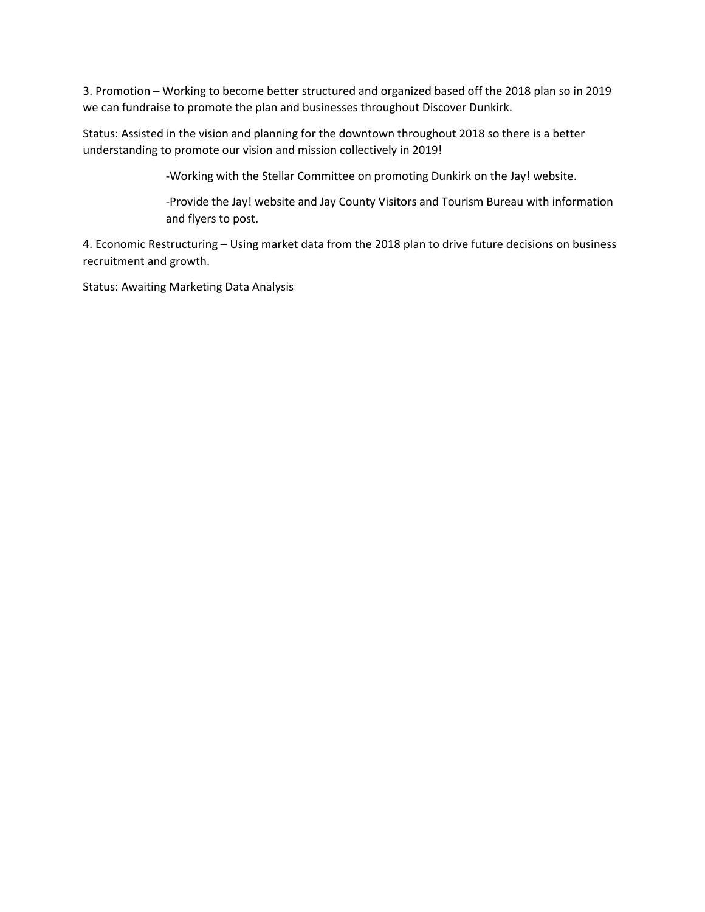3. Promotion – Working to become better structured and organized based off the 2018 plan so in 2019 we can fundraise to promote the plan and businesses throughout Discover Dunkirk.

Status: Assisted in the vision and planning for the downtown throughout 2018 so there is a better understanding to promote our vision and mission collectively in 2019!

> -Working with the Stellar Committee on promoting Dunkirk on the Jay! website.
>
> -Provide the Jay! website and Jay County Visitors and Tourism Bureau with information and flyers to post.

4. Economic Restructuring – Using market data from the 2018 plan to drive future decisions on business recruitment and growth.

Status: Awaiting Marketing Data Analysis